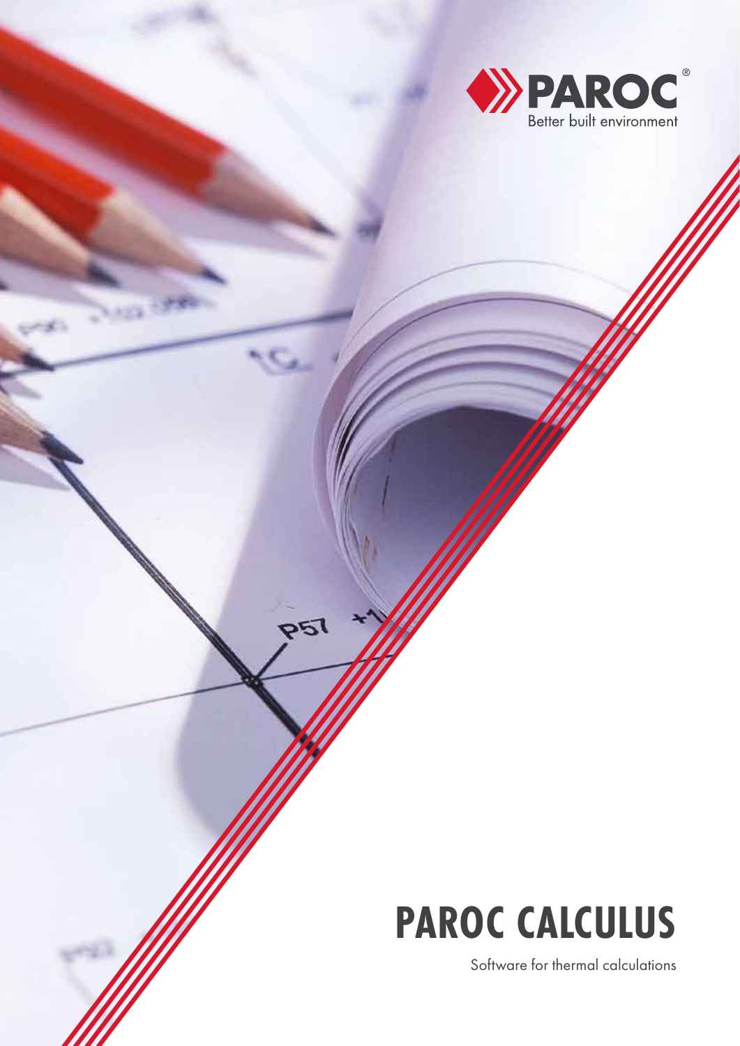PAROC®

Better built environment

# PAROC CALCULUS

Software for thermal calculations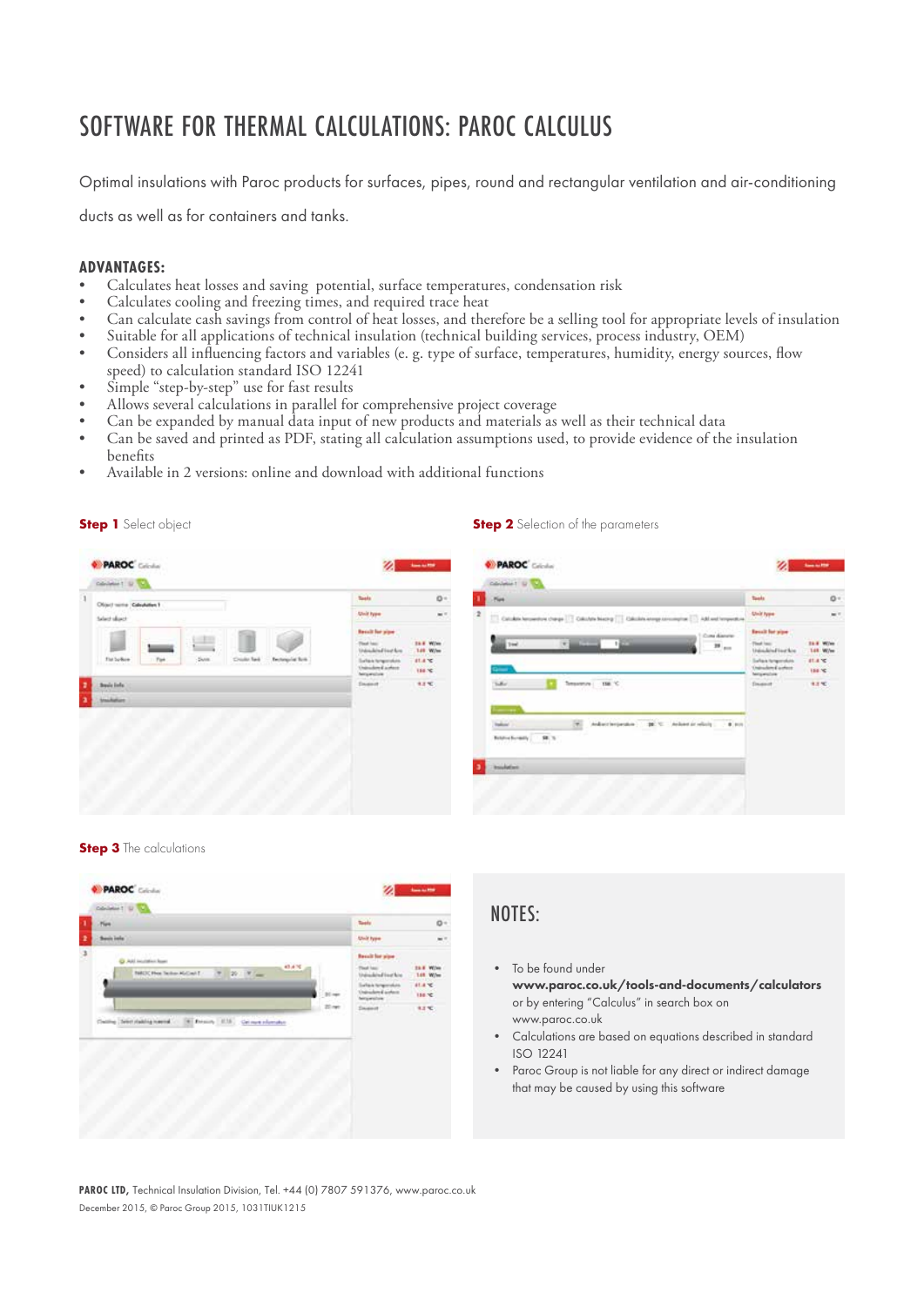# SOFTWARE FOR THERMAL CALCULATIONS: PAROC CALCULUS

Optimal insulations with Paroc products for surfaces, pipes, round and rectangular ventilation and air-conditioning ducts as well as for containers and tanks.

**ADVANTAGES:**

- Calculates heat losses and saving potential, surface temperatures, condensation risk
- Calculates cooling and freezing times, and required trace heat
- Can calculate cash savings from control of heat losses, and therefore be a selling tool for appropriate levels of insulation
- Suitable for all applications of technical insulation (technical building services, process industry, OEM)
- Considers all influencing factors and variables (e. g. type of surface, temperatures, humidity, energy sources, flow speed) to calculation standard ISO 12241
- Simple "step-by-step" use for fast results
- Allows several calculations in parallel for comprehensive project coverage
- Can be expanded by manual data input of new products and materials as well as their technical data
- Can be saved and printed as PDF, stating all calculation assumptions used, to provide evidence of the insulation benefits
- Available in 2 versions: online and download with additional functions

**Step 1** Select object

**Step 2** Selection of the parameters

**Step 3** The calculations

## NOTES:

- To be found under **www.paroc.co.uk/tools-and-documents/calculators** or by entering "Calculus" in search box on www.paroc.co.uk
- Calculations are based on equations described in standard ISO 12241
- Paroc Group is not liable for any direct or indirect damage that may be caused by using this software

**PAROC LTD,** Technical Insulation Division, Tel. +44 (0) 7807 591376, www.paroc.co.uk

December 2015, © Paroc Group 2015, 1031TIUK1215